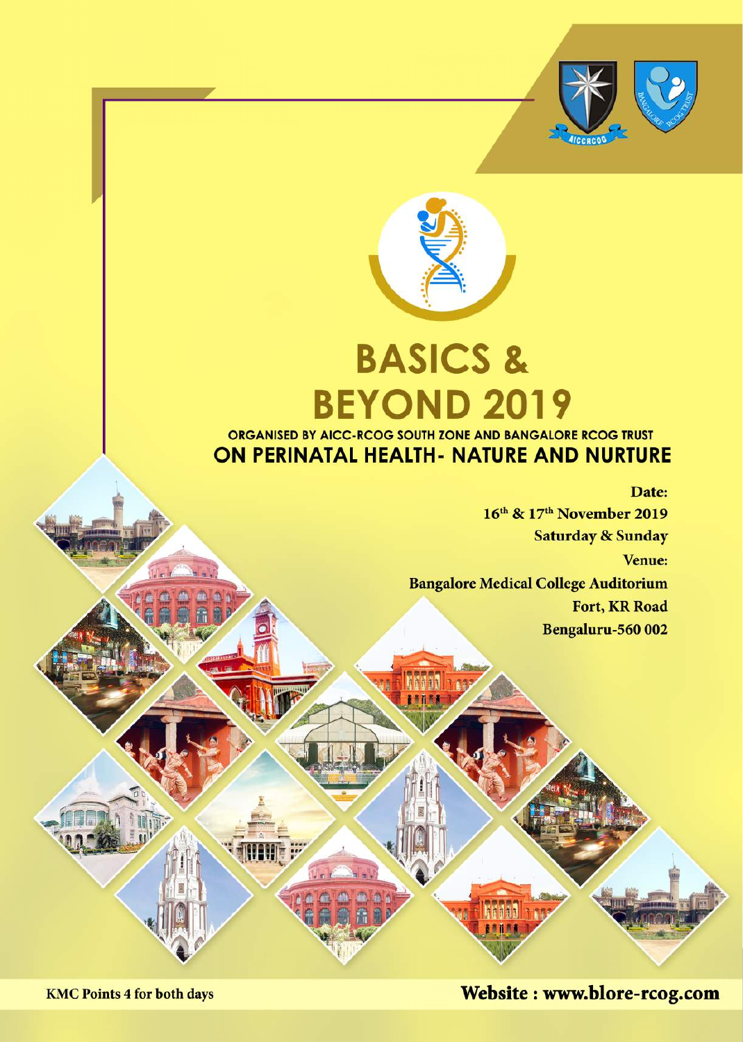# BASICS & BEYOND 2019

ORGANISED BY AICC-RCOG SOUTH ZONE AND BANGALORE RCOG TRUST

## ON PERINATAL HEALTH- NATURE AND NURTURE

**Date:**

**16th & 17th November 2019**

**Saturday & Sunday**

**Venue:**

**Bangalore Medical College Auditorium**

**Fort, KR Road**

**Bengaluru-560 002**

**KMC Points 4 for both days**

**Website : www.blore-rcog.com**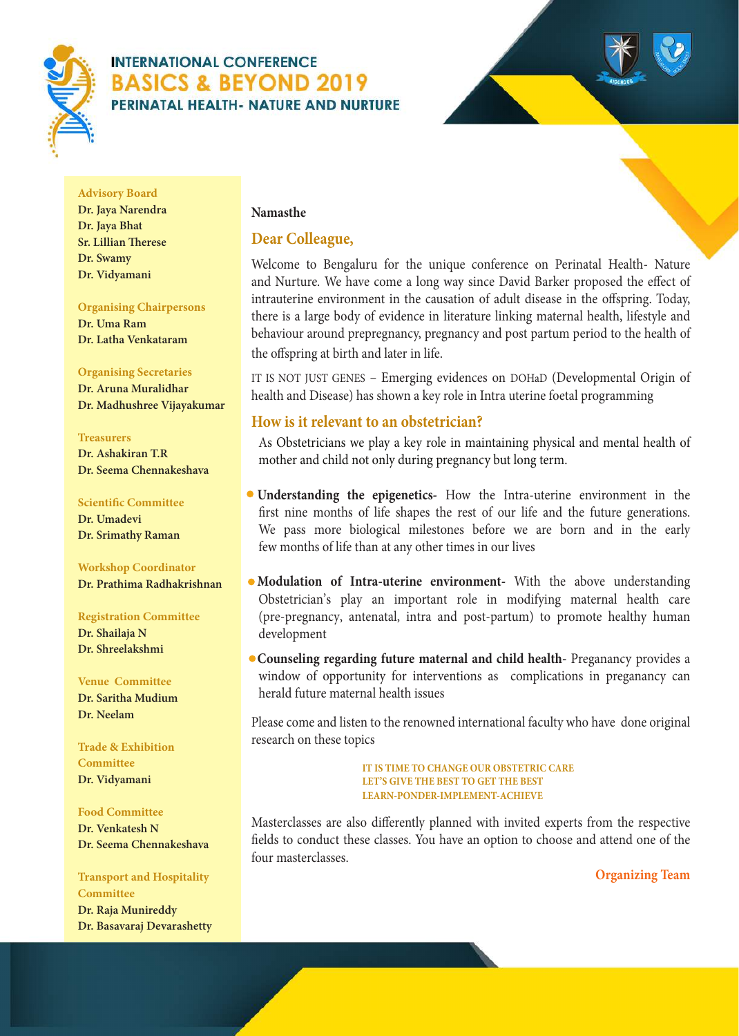# INTERNATIONAL CONFERENCE
# BASICS & BEYOND 2019
## PERINATAL HEALTH- NATURE AND NURTURE

**Advisory Board**
Dr. Jaya Narendra
Dr. Jaya Bhat
Sr. Lillian Therese
Dr. Swamy
Dr. Vidyamani

**Organising Chairpersons**
Dr. Uma Ram
Dr. Latha Venkataram

**Organising Secretaries**
Dr. Aruna Muralidhar
Dr. Madhushree Vijayakumar

**Treasurers**
Dr. Ashakiran T.R
Dr. Seema Chennakeshava

**Scientific Committee**
Dr. Umadevi
Dr. Srimathy Raman

**Workshop Coordinator**
Dr. Prathima Radhakrishnan

**Registration Committee**
Dr. Shailaja N
Dr. Shreelakshmi

**Venue Committee**
Dr. Saritha Mudium
Dr. Neelam

**Trade & Exhibition Committee**
Dr. Vidyamani

**Food Committee**
Dr. Venkatesh N
Dr. Seema Chennakeshava

**Transport and Hospitality Committee**
Dr. Raja Munireddy
Dr. Basavaraj Devarashetty

Namasthe

### Dear Colleague,

Welcome to Bengaluru for the unique conference on Perinatal Health- Nature and Nurture. We have come a long way since David Barker proposed the effect of intrauterine environment in the causation of adult disease in the offspring. Today, there is a large body of evidence in literature linking maternal health, lifestyle and behaviour around prepregnancy, pregnancy and post partum period to the health of the offspring at birth and later in life.

IT IS NOT JUST GENES – Emerging evidences on DOHaD (Developmental Origin of health and Disease) has shown a key role in Intra uterine foetal programming

### How is it relevant to an obstetrician?

As Obstetricians we play a key role in maintaining physical and mental health of mother and child not only during pregnancy but long term.

- **Understanding the epigenetics**- How the Intra-uterine environment in the first nine months of life shapes the rest of our life and the future generations. We pass more biological milestones before we are born and in the early few months of life than at any other times in our lives
- **Modulation of Intra-uterine environment**- With the above understanding Obstetrician's play an important role in modifying maternal health care (pre-pregnancy, antenatal, intra and post-partum) to promote healthy human development
- **Counseling regarding future maternal and child health**- Preganancy provides a window of opportunity for interventions as complications in preganancy can herald future maternal health issues

Please come and listen to the renowned international faculty who have done original research on these topics

**IT IS TIME TO CHANGE OUR OBSTETRIC CARE**
**LET'S GIVE THE BEST TO GET THE BEST**
**LEARN-PONDER-IMPLEMENT-ACHIEVE**

Masterclasses are also differently planned with invited experts from the respective fields to conduct these classes. You have an option to choose and attend one of the four masterclasses.

**Organizing Team**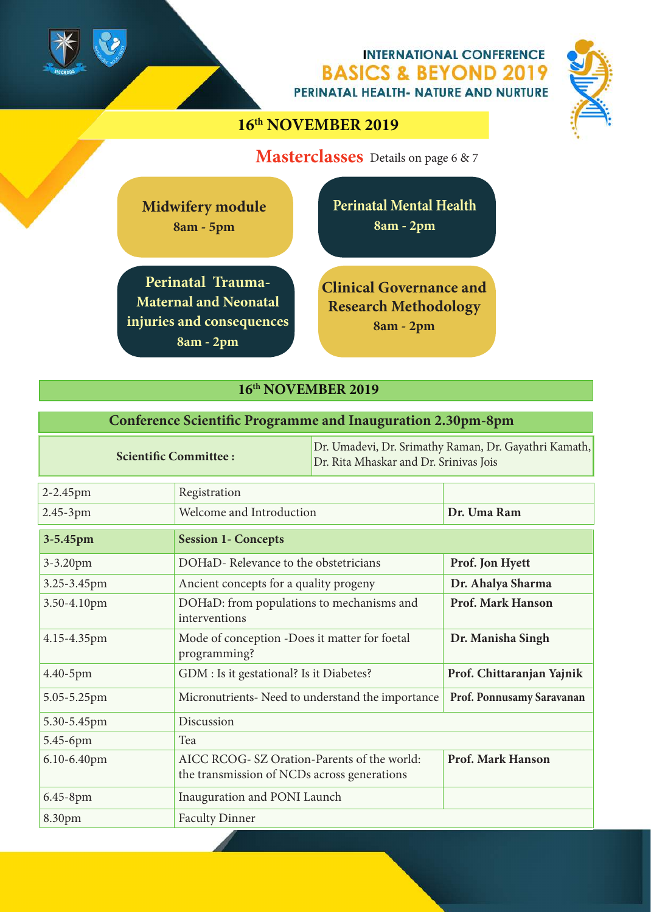INTERNATIONAL CONFERENCE

# BASICS & BEYOND 2019

PERINATAL HEALTH- NATURE AND NURTURE

## 16th NOVEMBER 2019

## Masterclasses

Details on page 6 & 7

**Midwifery module**
8am - 5pm

**Perinatal Mental Health**
8am - 2pm

**Perinatal Trauma- Maternal and Neonatal injuries and consequences**
8am - 2pm

**Clinical Governance and Research Methodology**
8am - 2pm

## 16th NOVEMBER 2019

### Conference Scientific Programme and Inauguration 2.30pm-8pm

| Scientific Committee : | Dr. Umadevi, Dr. Srimathy Raman, Dr. Gayathri Kamath, Dr. Rita Mhaskar and Dr. Srinivas Jois |
|---|---|

| | | |
|---|---|---|
| 2-2.45pm | Registration | |
| 2.45-3pm | Welcome and Introduction | **Dr. Uma Ram** |
| **3-5.45pm** | **Session 1- Concepts** | |
| 3-3.20pm | DOHaD- Relevance to the obstetricians | **Prof. Jon Hyett** |
| 3.25-3.45pm | Ancient concepts for a quality progeny | **Dr. Ahalya Sharma** |
| 3.50-4.10pm | DOHaD: from populations to mechanisms and interventions | **Prof. Mark Hanson** |
| 4.15-4.35pm | Mode of conception -Does it matter for foetal programming? | **Dr. Manisha Singh** |
| 4.40-5pm | GDM : Is it gestational? Is it Diabetes? | **Prof. Chittaranjan Yajnik** |
| 5.05-5.25pm | Micronutrients- Need to understand the importance | **Prof. Ponnusamy Saravanan** |
| 5.30-5.45pm | Discussion | |
| 5.45-6pm | Tea | |
| 6.10-6.40pm | AICC RCOG- SZ Oration-Parents of the world: the transmission of NCDs across generations | **Prof. Mark Hanson** |
| 6.45-8pm | Inauguration and PONI Launch | |
| 8.30pm | Faculty Dinner | |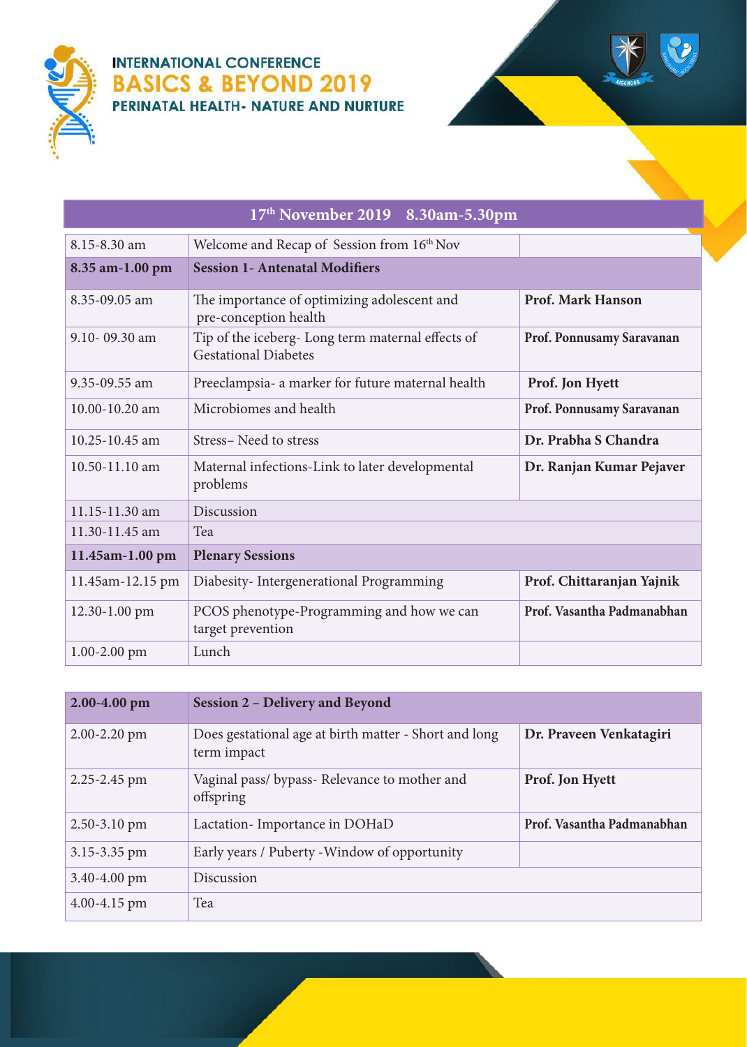INTERNATIONAL CONFERENCE
**BASICS & BEYOND 2019**
PERINATAL HEALTH- NATURE AND NURTURE

## 17th November 2019 8.30am-5.30pm

| Time | Topic | Speaker |
|---|---|---|
| 8.15-8.30 am | Welcome and Recap of Session from 16th Nov | |
| **8.35 am-1.00 pm** | **Session 1- Antenatal Modifiers** | |
| 8.35-09.05 am | The importance of optimizing adolescent and pre-conception health | **Prof. Mark Hanson** |
| 9.10- 09.30 am | Tip of the iceberg- Long term maternal effects of Gestational Diabetes | **Prof. Ponnusamy Saravanan** |
| 9.35-09.55 am | Preeclampsia- a marker for future maternal health | **Prof. Jon Hyett** |
| 10.00-10.20 am | Microbiomes and health | **Prof. Ponnusamy Saravanan** |
| 10.25-10.45 am | Stress– Need to stress | **Dr. Prabha S Chandra** |
| 10.50-11.10 am | Maternal infections-Link to later developmental problems | **Dr. Ranjan Kumar Pejaver** |
| 11.15-11.30 am | Discussion | |
| 11.30-11.45 am | Tea | |
| **11.45am-1.00 pm** | **Plenary Sessions** | |
| 11.45am-12.15 pm | Diabesity- Intergenerational Programming | **Prof. Chittaranjan Yajnik** |
| 12.30-1.00 pm | PCOS phenotype-Programming and how we can target prevention | **Prof. Vasantha Padmanabhan** |
| 1.00-2.00 pm | Lunch | |

| Time | Topic | Speaker |
|---|---|---|
| **2.00-4.00 pm** | **Session 2 – Delivery and Beyond** | |
| 2.00-2.20 pm | Does gestational age at birth matter - Short and long term impact | **Dr. Praveen Venkatagiri** |
| 2.25-2.45 pm | Vaginal pass/ bypass- Relevance to mother and offspring | **Prof. Jon Hyett** |
| 2.50-3.10 pm | Lactation- Importance in DOHaD | **Prof. Vasantha Padmanabhan** |
| 3.15-3.35 pm | Early years / Puberty -Window of opportunity | |
| 3.40-4.00 pm | Discussion | |
| 4.00-4.15 pm | Tea | |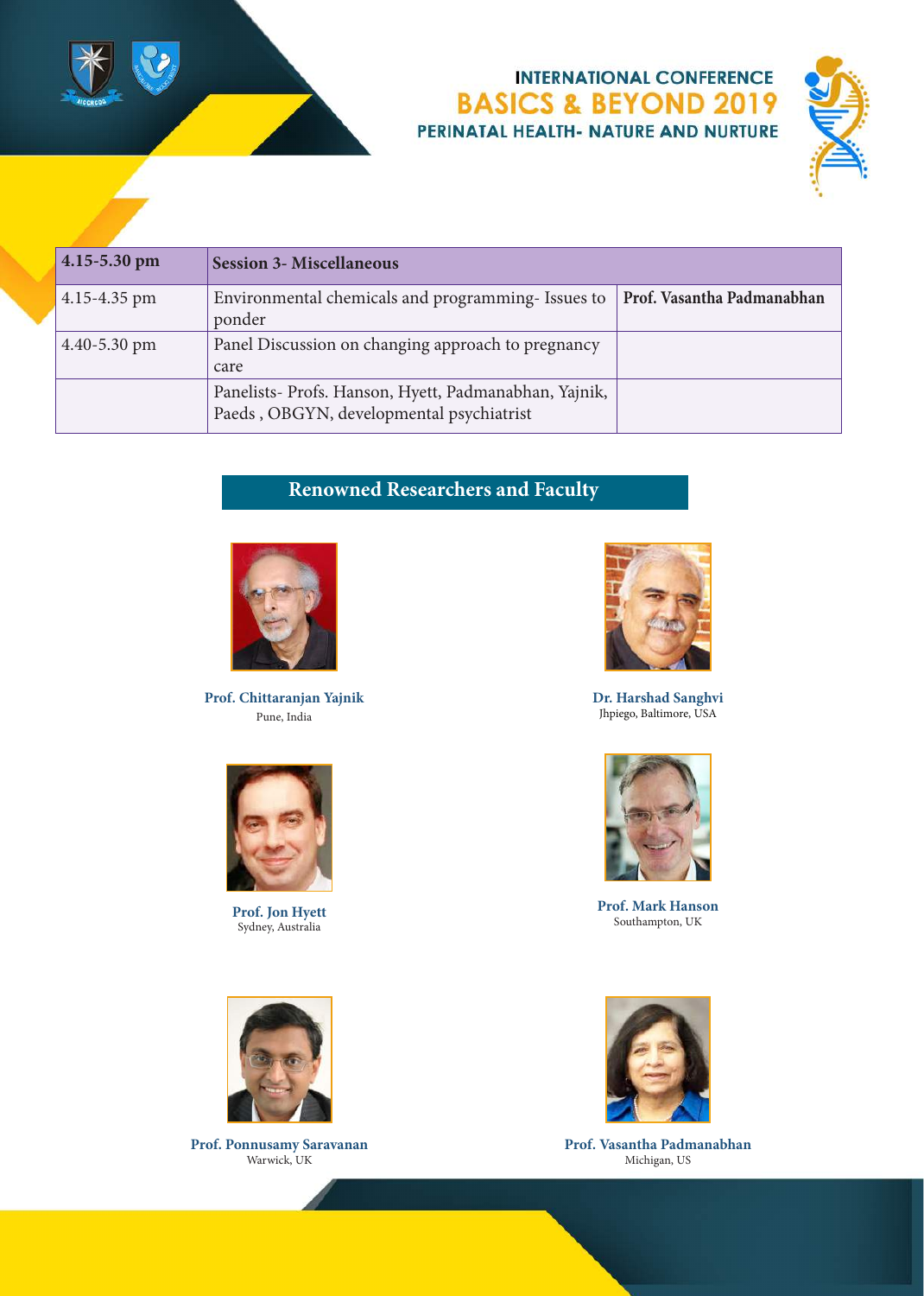# INTERNATIONAL CONFERENCE
# BASICS & BEYOND 2019
## PERINATAL HEALTH- NATURE AND NURTURE

| 4.15-5.30 pm | Session 3- Miscellaneous | |
|---|---|---|
| 4.15-4.35 pm | Environmental chemicals and programming- Issues to ponder | **Prof. Vasantha Padmanabhan** |
| 4.40-5.30 pm | Panel Discussion on changing approach to pregnancy care | |
| | Panelists- Profs. Hanson, Hyett, Padmanabhan, Yajnik, Paeds , OBGYN, developmental psychiatrist | |

## Renowned Researchers and Faculty

**Prof. Chittaranjan Yajnik**
Pune, India

**Dr. Harshad Sanghvi**
Jhpiego, Baltimore, USA

**Prof. Jon Hyett**
Sydney, Australia

**Prof. Mark Hanson**
Southampton, UK

**Prof. Ponnusamy Saravanan**
Warwick, UK

**Prof. Vasantha Padmanabhan**
Michigan, US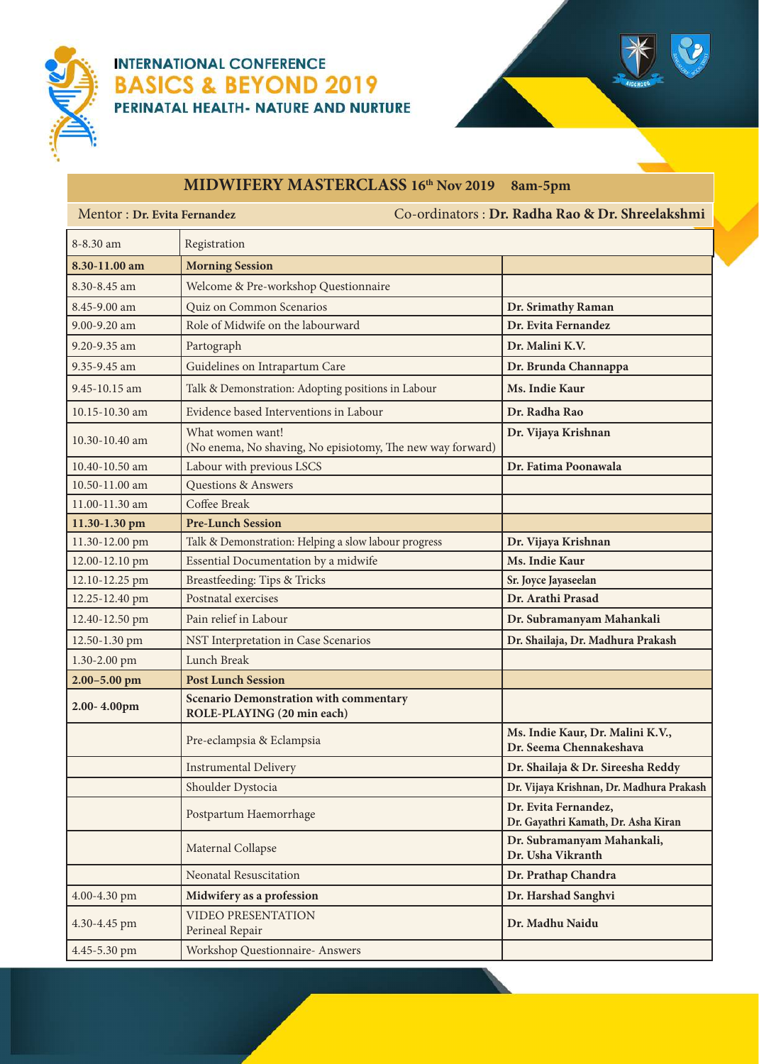# INTERNATIONAL CONFERENCE
# BASICS & BEYOND 2019
## PERINATAL HEALTH- NATURE AND NURTURE

## MIDWIFERY MASTERCLASS 16th Nov 2019 8am-5pm

Mentor : **Dr. Evita Fernandez** Co-ordinators : **Dr. Radha Rao & Dr. Shreelakshmi**

| | | |
|---|---|---|
| 8-8.30 am | Registration | |
| **8.30-11.00 am** | **Morning Session** | |
| 8.30-8.45 am | Welcome & Pre-workshop Questionnaire | |
| 8.45-9.00 am | Quiz on Common Scenarios | **Dr. Srimathy Raman** |
| 9.00-9.20 am | Role of Midwife on the labourward | **Dr. Evita Fernandez** |
| 9.20-9.35 am | Partograph | **Dr. Malini K.V.** |
| 9.35-9.45 am | Guidelines on Intrapartum Care | **Dr. Brunda Channappa** |
| 9.45-10.15 am | Talk & Demonstration: Adopting positions in Labour | **Ms. Indie Kaur** |
| 10.15-10.30 am | Evidence based Interventions in Labour | **Dr. Radha Rao** |
| 10.30-10.40 am | What women want! (No enema, No shaving, No episiotomy, The new way forward) | **Dr. Vijaya Krishnan** |
| 10.40-10.50 am | Labour with previous LSCS | **Dr. Fatima Poonawala** |
| 10.50-11.00 am | Questions & Answers | |
| 11.00-11.30 am | Coffee Break | |
| **11.30-1.30 pm** | **Pre-Lunch Session** | |
| 11.30-12.00 pm | Talk & Demonstration: Helping a slow labour progress | **Dr. Vijaya Krishnan** |
| 12.00-12.10 pm | Essential Documentation by a midwife | **Ms. Indie Kaur** |
| 12.10-12.25 pm | Breastfeeding: Tips & Tricks | **Sr. Joyce Jayaseelan** |
| 12.25-12.40 pm | Postnatal exercises | **Dr. Arathi Prasad** |
| 12.40-12.50 pm | Pain relief in Labour | **Dr. Subramanyam Mahankali** |
| 12.50-1.30 pm | NST Interpretation in Case Scenarios | **Dr. Shailaja, Dr. Madhura Prakash** |
| 1.30-2.00 pm | Lunch Break | |
| **2.00–5.00 pm** | **Post Lunch Session** | |
| **2.00- 4.00pm** | **Scenario Demonstration with commentary ROLE-PLAYING (20 min each)** | |
| | Pre-eclampsia & Eclampsia | **Ms. Indie Kaur, Dr. Malini K.V., Dr. Seema Chennakeshava** |
| | Instrumental Delivery | **Dr. Shailaja & Dr. Sireesha Reddy** |
| | Shoulder Dystocia | **Dr. Vijaya Krishnan, Dr. Madhura Prakash** |
| | Postpartum Haemorrhage | **Dr. Evita Fernandez, Dr. Gayathri Kamath, Dr. Asha Kiran** |
| | Maternal Collapse | **Dr. Subramanyam Mahankali, Dr. Usha Vikranth** |
| | Neonatal Resuscitation | **Dr. Prathap Chandra** |
| 4.00-4.30 pm | **Midwifery as a profession** | **Dr. Harshad Sanghvi** |
| 4.30-4.45 pm | VIDEO PRESENTATION Perineal Repair | **Dr. Madhu Naidu** |
| 4.45-5.30 pm | Workshop Questionnaire- Answers | |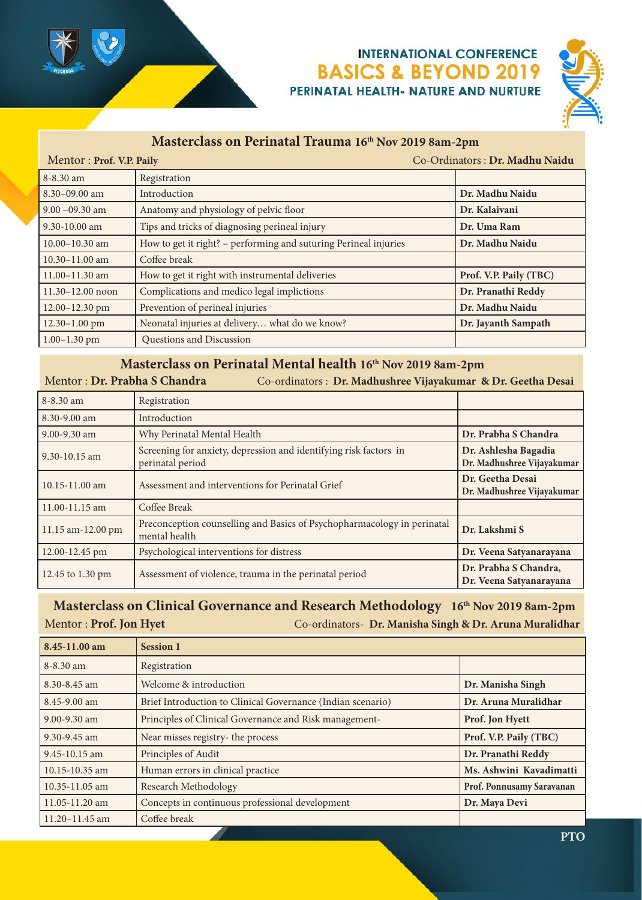# INTERNATIONAL CONFERENCE

# BASICS & BEYOND 2019

## PERINATAL HEALTH- NATURE AND NURTURE

## Masterclass on Perinatal Trauma 16th Nov 2019 8am-2pm

Mentor : **Prof. V.P. Paily** Co-Ordinators : **Dr. Madhu Naidu**

| | | |
|---|---|---|
| 8-8.30 am | Registration | |
| 8.30–09.00 am | Introduction | **Dr. Madhu Naidu** |
| 9.00 –09.30 am | Anatomy and physiology of pelvic floor | **Dr. Kalaivani** |
| 9.30-10.00 am | Tips and tricks of diagnosing perineal injury | **Dr. Uma Ram** |
| 10.00–10.30 am | How to get it right? – performing and suturing Perineal injuries | **Dr. Madhu Naidu** |
| 10.30–11.00 am | Coffee break | |
| 11.00–11.30 am | How to get it right with instrumental deliveries | **Prof. V.P. Paily (TBC)** |
| 11.30–12.00 noon | Complications and medico legal implictions | **Dr. Pranathi Reddy** |
| 12.00–12.30 pm | Prevention of perineal injuries | **Dr. Madhu Naidu** |
| 12.30–1.00 pm | Neonatal injuries at delivery… what do we know? | **Dr. Jayanth Sampath** |
| 1.00–1.30 pm | Questions and Discussion | |

## Masterclass on Perinatal Mental health 16th Nov 2019 8am-2pm

Mentor : **Dr. Prabha S Chandra** Co-ordinators : **Dr. Madhushree Vijayakumar & Dr. Geetha Desai**

| | | |
|---|---|---|
| 8-8.30 am | Registration | |
| 8.30-9.00 am | Introduction | |
| 9.00-9.30 am | Why Perinatal Mental Health | **Dr. Prabha S Chandra** |
| 9.30-10.15 am | Screening for anxiety, depression and identifying risk factors in perinatal period | **Dr. Ashlesha Bagadia**<br>**Dr. Madhushree Vijayakumar** |
| 10.15-11.00 am | Assessment and interventions for Perinatal Grief | **Dr. Geetha Desai**<br>**Dr. Madhushree Vijayakumar** |
| 11.00-11.15 am | Coffee Break | |
| 11.15 am-12.00 pm | Preconception counselling and Basics of Psychopharmacology in perinatal mental health | **Dr. Lakshmi S** |
| 12.00-12.45 pm | Psychological interventions for distress | **Dr. Veena Satyanarayana** |
| 12.45 to 1.30 pm | Assessment of violence, trauma in the perinatal period | **Dr. Prabha S Chandra,**<br>**Dr. Veena Satyanarayana** |

## Masterclass on Clinical Governance and Research Methodology 16th Nov 2019 8am-2pm

Mentor : **Prof. Jon Hyet** Co-ordinators- **Dr. Manisha Singh & Dr. Aruna Muralidhar**

| **8.45-11.00 am** | **Session 1** | |
|---|---|---|
| 8-8.30 am | Registration | |
| 8.30-8.45 am | Welcome & introduction | **Dr. Manisha Singh** |
| 8.45-9.00 am | Brief Introduction to Clinical Governance (Indian scenario) | **Dr. Aruna Muralidhar** |
| 9.00-9.30 am | Principles of Clinical Governance and Risk management- | **Prof. Jon Hyett** |
| 9.30-9.45 am | Near misses registry- the process | **Prof. V.P. Paily (TBC)** |
| 9.45-10.15 am | Principles of Audit | **Dr. Pranathi Reddy** |
| 10.15-10.35 am | Human errors in clinical practice | **Ms. Ashwini Kavadimatti** |
| 10.35-11.05 am | Research Methodology | **Prof. Ponnusamy Saravanan** |
| 11.05-11.20 am | Concepts in continuous professional development | **Dr. Maya Devi** |
| 11.20–11.45 am | Coffee break | |

**PTO**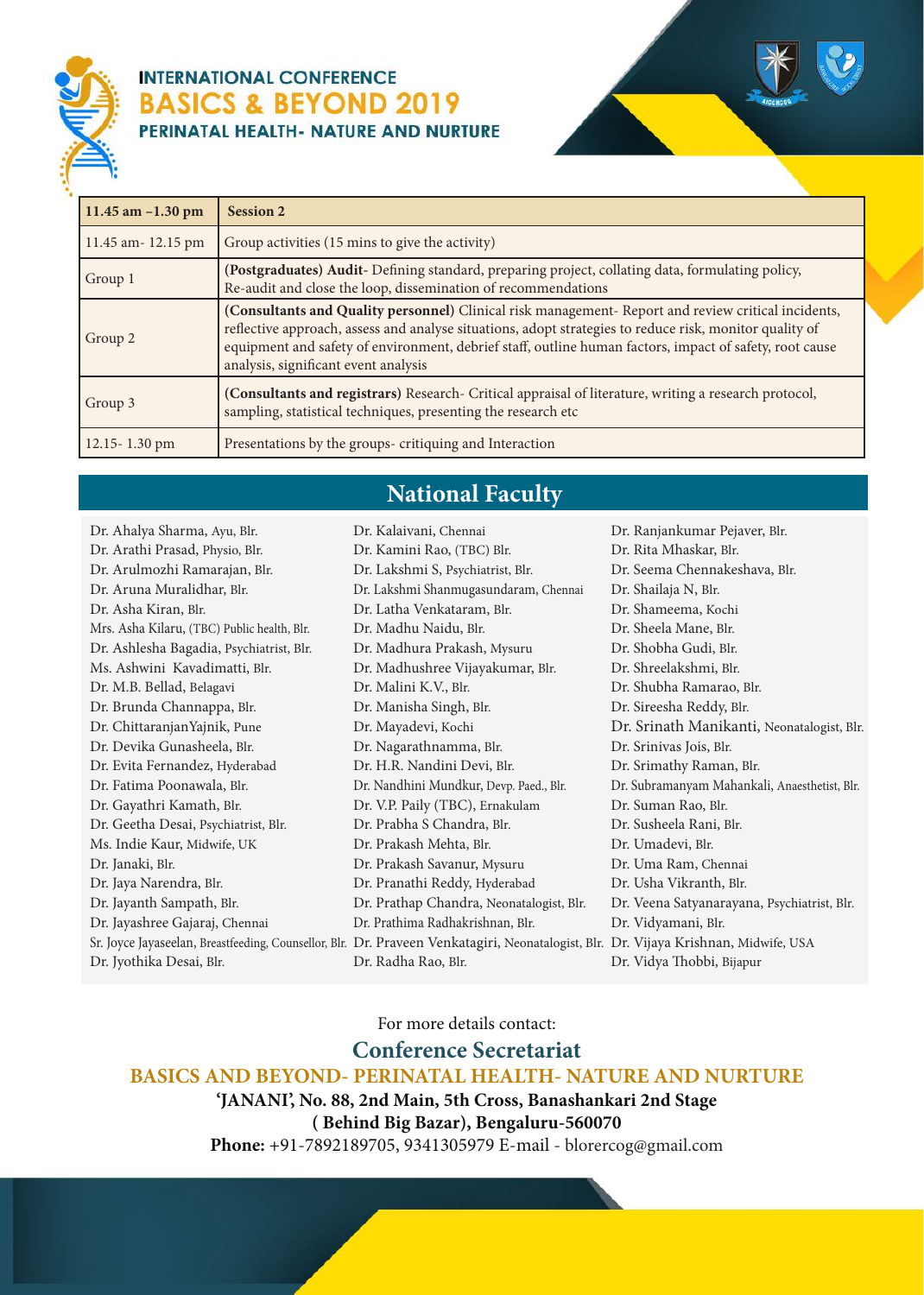# INTERNATIONAL CONFERENCE
# BASICS & BEYOND 2019
## PERINATAL HEALTH- NATURE AND NURTURE

| 11.45 am –1.30 pm | Session 2 |
|---|---|
| 11.45 am- 12.15 pm | Group activities (15 mins to give the activity) |
| Group 1 | **(Postgraduates) Audit**- Defining standard, preparing project, collating data, formulating policy, Re-audit and close the loop, dissemination of recommendations |
| Group 2 | **(Consultants and Quality personnel)** Clinical risk management- Report and review critical incidents, reflective approach, assess and analyse situations, adopt strategies to reduce risk, monitor quality of equipment and safety of environment, debrief staff, outline human factors, impact of safety, root cause analysis, significant event analysis |
| Group 3 | **(Consultants and registrars)** Research- Critical appraisal of literature, writing a research protocol, sampling, statistical techniques, presenting the research etc |
| 12.15- 1.30 pm | Presentations by the groups- critiquing and Interaction |

## National Faculty

Dr. Ahalya Sharma, Ayu, Blr.
Dr. Arathi Prasad, Physio, Blr.
Dr. Arulmozhi Ramarajan, Blr.
Dr. Aruna Muralidhar, Blr.
Dr. Asha Kiran, Blr.
Mrs. Asha Kilaru, (TBC) Public health, Blr.
Dr. Ashlesha Bagadia, Psychiatrist, Blr.
Ms. Ashwini Kavadimatti, Blr.
Dr. M.B. Bellad, Belagavi
Dr. Brunda Channappa, Blr.
Dr. ChittaranjanYajnik, Pune
Dr. Devika Gunasheela, Blr.
Dr. Evita Fernandez, Hyderabad
Dr. Fatima Poonawala, Blr.
Dr. Gayathri Kamath, Blr.
Dr. Geetha Desai, Psychiatrist, Blr.
Ms. Indie Kaur, Midwife, UK
Dr. Janaki, Blr.
Dr. Jaya Narendra, Blr.
Dr. Jayanth Sampath, Blr.
Dr. Jayashree Gajaraj, Chennai
Sr. Joyce Jayaseelan, Breastfeeding, Counsellor, Blr.
Dr. Jyothika Desai, Blr.
Dr. Kalaivani, Chennai
Dr. Kamini Rao, (TBC) Blr.
Dr. Lakshmi S, Psychiatrist, Blr.
Dr. Lakshmi Shanmugasundaram, Chennai
Dr. Latha Venkataram, Blr.
Dr. Madhu Naidu, Blr.
Dr. Madhura Prakash, Mysuru
Dr. Madhushree Vijayakumar, Blr.
Dr. Malini K.V., Blr.
Dr. Manisha Singh, Blr.
Dr. Mayadevi, Kochi
Dr. Nagarathnamma, Blr.
Dr. H.R. Nandini Devi, Blr.
Dr. Nandhini Mundkur, Devp. Paed., Blr.
Dr. V.P. Paily (TBC), Ernakulam
Dr. Prabha S Chandra, Blr.
Dr. Prakash Mehta, Blr.
Dr. Prakash Savanur, Mysuru
Dr. Pranathi Reddy, Hyderabad
Dr. Prathap Chandra, Neonatalogist, Blr.
Dr. Prathima Radhakrishnan, Blr.
Dr. Praveen Venkatagiri, Neonatalogist, Blr.
Dr. Radha Rao, Blr.
Dr. Ranjankumar Pejaver, Blr.
Dr. Rita Mhaskar, Blr.
Dr. Seema Chennakeshava, Blr.
Dr. Shailaja N, Blr.
Dr. Shameema, Kochi
Dr. Sheela Mane, Blr.
Dr. Shobha Gudi, Blr.
Dr. Shreelakshmi, Blr.
Dr. Shubha Ramarao, Blr.
Dr. Sireesha Reddy, Blr.
Dr. Srinath Manikanti, Neonatalogist, Blr.
Dr. Srinivas Jois, Blr.
Dr. Srimathy Raman, Blr.
Dr. Subramanyam Mahankali, Anaesthetist, Blr.
Dr. Suman Rao, Blr.
Dr. Susheela Rani, Blr.
Dr. Umadevi, Blr.
Dr. Uma Ram, Chennai
Dr. Usha Vikranth, Blr.
Dr. Veena Satyanarayana, Psychiatrist, Blr.
Dr. Vidyamani, Blr.
Dr. Vijaya Krishnan, Midwife, USA
Dr. Vidya Thobbi, Bijapur

For more details contact:

**Conference Secretariat**

**BASICS AND BEYOND- PERINATAL HEALTH- NATURE AND NURTURE**

**'JANANI', No. 88, 2nd Main, 5th Cross, Banashankari 2nd Stage**
**( Behind Big Bazar), Bengaluru-560070**
**Phone:** +91-7892189705, 9341305979 E-mail - blorercog@gmail.com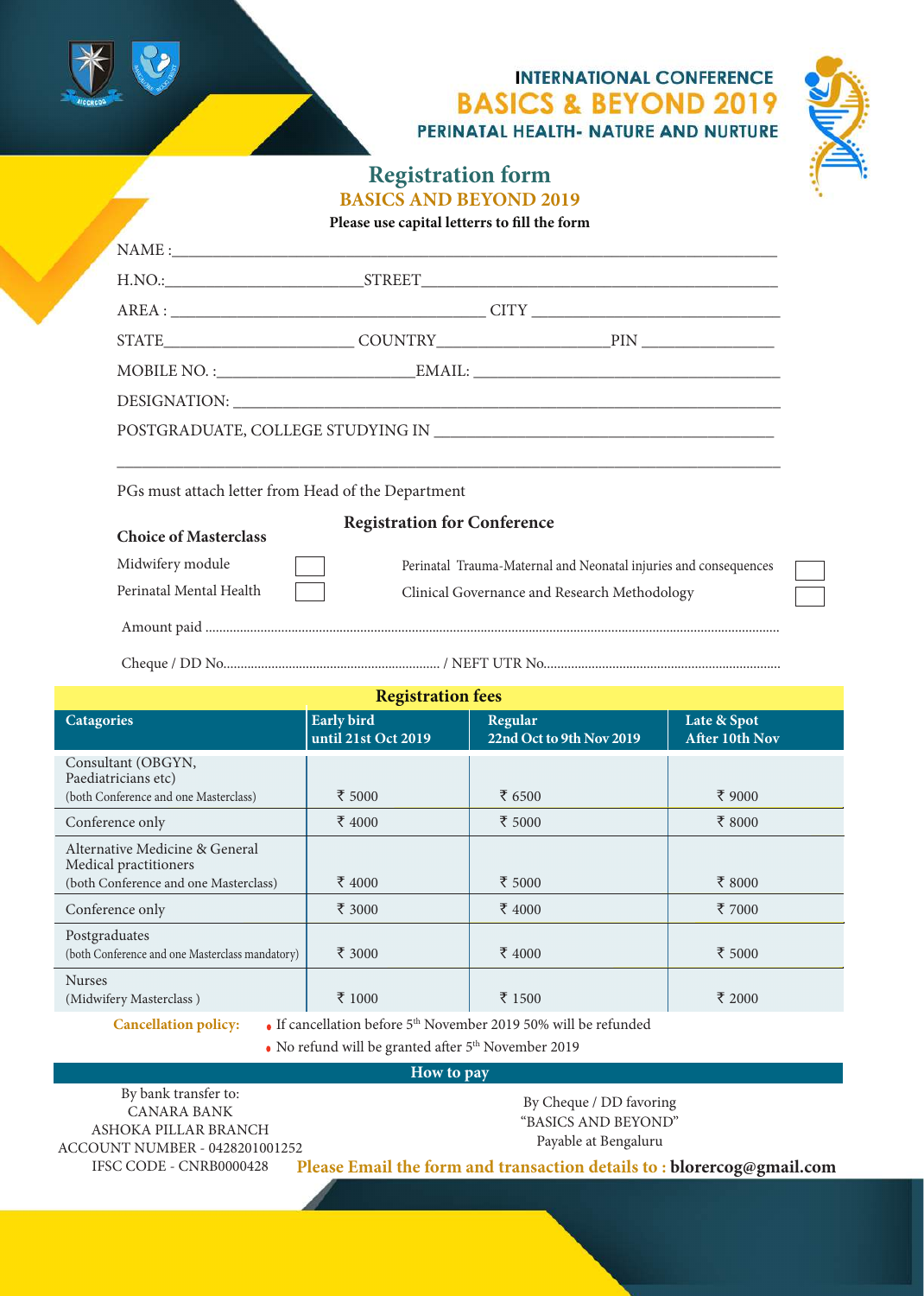INTERNATIONAL CONFERENCE

# BASICS & BEYOND 2019

PERINATAL HEALTH- NATURE AND NURTURE

## Registration form

## BASICS AND BEYOND 2019

**Please use capital letterrs to fill the form**

NAME :\_\_\_\_\_\_\_\_\_\_\_\_\_\_\_\_\_\_\_\_\_\_\_\_\_\_\_\_\_\_\_\_\_\_\_\_\_\_\_\_\_\_\_\_\_\_\_\_

H.NO.:\_\_\_\_\_\_\_\_\_\_\_\_\_\_\_\_ STREET\_\_\_\_\_\_\_\_\_\_\_\_\_\_\_\_\_\_\_\_\_\_\_\_\_\_\_\_\_\_

AREA : \_\_\_\_\_\_\_\_\_\_\_\_\_\_\_\_\_\_\_\_\_\_\_\_\_\_ CITY \_\_\_\_\_\_\_\_\_\_\_\_\_\_\_\_\_\_\_\_\_

STATE\_\_\_\_\_\_\_\_\_\_\_\_\_\_\_ COUNTRY\_\_\_\_\_\_\_\_\_\_\_\_\_\_ PIN \_\_\_\_\_\_\_\_\_\_\_

MOBILE NO. :\_\_\_\_\_\_\_\_\_\_\_\_\_\_\_\_ EMAIL: \_\_\_\_\_\_\_\_\_\_\_\_\_\_\_\_\_\_\_\_\_\_\_\_\_

DESIGNATION: \_\_\_\_\_\_\_\_\_\_\_\_\_\_\_\_\_\_\_\_\_\_\_\_\_\_\_\_\_\_\_\_\_\_\_\_\_\_\_\_\_\_\_\_\_\_

POSTGRADUATE, COLLEGE STUDYING IN \_\_\_\_\_\_\_\_\_\_\_\_\_\_\_\_\_\_\_\_\_\_\_\_\_\_\_\_

\_\_\_\_\_\_\_\_\_\_\_\_\_\_\_\_\_\_\_\_\_\_\_\_\_\_\_\_\_\_\_\_\_\_\_\_\_\_\_\_\_\_\_\_\_\_\_\_\_\_\_\_\_\_\_\_

PGs must attach letter from Head of the Department

**Choice of Masterclass**

- Midwifery module ☐
- Perinatal Mental Health ☐

**Registration for Conference**

- Perinatal Trauma-Maternal and Neonatal injuries and consequences ☐
- Clinical Governance and Research Methodology ☐

Amount paid ..............................................................................

Cheque / DD No.......................................... / NEFT UTR No..........................................

**Registration fees**

| Catagories | Early bird until 21st Oct 2019 | Regular 22nd Oct to 9th Nov 2019 | Late & Spot After 10th Nov |
|---|---|---|---|
| Consultant (OBGYN, Paediatricians etc) (both Conference and one Masterclass) | ₹ 5000 | ₹ 6500 | ₹ 9000 |
| Conference only | ₹ 4000 | ₹ 5000 | ₹ 8000 |
| Alternative Medicine & General Medical practitioners (both Conference and one Masterclass) | ₹ 4000 | ₹ 5000 | ₹ 8000 |
| Conference only | ₹ 3000 | ₹ 4000 | ₹ 7000 |
| Postgraduates (both Conference and one Masterclass mandatory) | ₹ 3000 | ₹ 4000 | ₹ 5000 |
| Nurses (Midwifery Masterclass ) | ₹ 1000 | ₹ 1500 | ₹ 2000 |

**Cancellation policy:**

- If cancellation before 5th November 2019 50% will be refunded
- No refund will be granted after 5th November 2019

**How to pay**

By bank transfer to:
CANARA BANK
ASHOKA PILLAR BRANCH
ACCOUNT NUMBER - 0428201001252
IFSC CODE - CNRB0000428

By Cheque / DD favoring
“BASICS AND BEYOND”
Payable at Bengaluru

**Please Email the form and transaction details to : blorercog@gmail.com**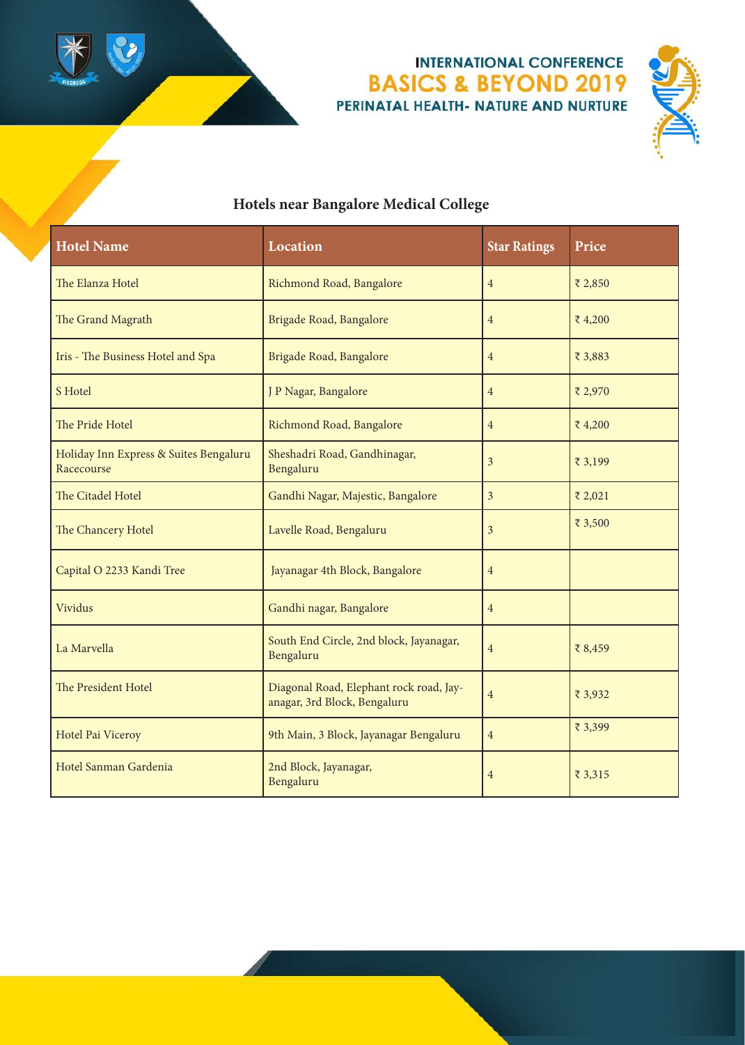## Hotels near Bangalore Medical College

| Hotel Name | Location | Star Ratings | Price |
|---|---|---|---|
| The Elanza Hotel | Richmond Road, Bangalore | 4 | ₹ 2,850 |
| The Grand Magrath | Brigade Road, Bangalore | 4 | ₹ 4,200 |
| Iris - The Business Hotel and Spa | Brigade Road, Bangalore | 4 | ₹ 3,883 |
| S Hotel | J P Nagar, Bangalore | 4 | ₹ 2,970 |
| The Pride Hotel | Richmond Road, Bangalore | 4 | ₹ 4,200 |
| Holiday Inn Express & Suites Bengaluru Racecourse | Sheshadri Road, Gandhinagar, Bengaluru | 3 | ₹ 3,199 |
| The Citadel Hotel | Gandhi Nagar, Majestic, Bangalore | 3 | ₹ 2,021 |
| The Chancery Hotel | Lavelle Road, Bengaluru | 3 | ₹ 3,500 |
| Capital O 2233 Kandi Tree | Jayanagar 4th Block, Bangalore | 4 | |
| Vividus | Gandhi nagar, Bangalore | 4 | |
| La Marvella | South End Circle, 2nd block, Jayanagar, Bengaluru | 4 | ₹ 8,459 |
| The President Hotel | Diagonal Road, Elephant rock road, Jayanagar, 3rd Block, Bengaluru | 4 | ₹ 3,932 |
| Hotel Pai Viceroy | 9th Main, 3 Block, Jayanagar Bengaluru | 4 | ₹ 3,399 |
| Hotel Sanman Gardenia | 2nd Block, Jayanagar, Bengaluru | 4 | ₹ 3,315 |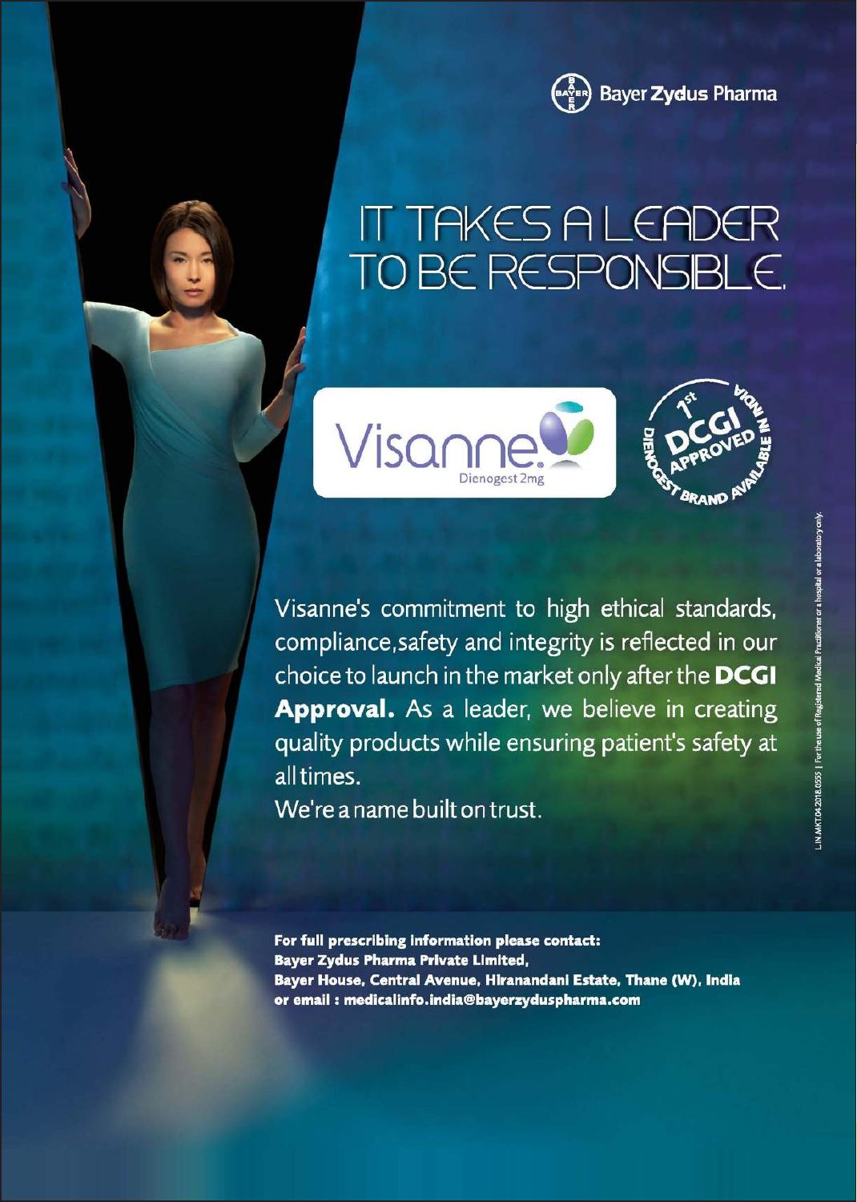Bayer Zydus Pharma

# IT TAKES A LEADER TO BE RESPONSIBLE.

Visanne®
Dienogest 2mg

1st DCGI APPROVED DIENOGEST BRAND AVAILABLE IN INDIA

Visanne's commitment to high ethical standards, compliance, safety and integrity is reflected in our choice to launch in the market only after the **DCGI Approval.** As a leader, we believe in creating quality products while ensuring patient's safety at all times.

We're a name built on trust.

**For full prescribing information please contact:**
**Bayer Zydus Pharma Private Limited,**
**Bayer House, Central Avenue, Hiranandani Estate, Thane (W), India**
**or email : medicalinfo.india@bayerzyduspharma.com**

L.IN.MKT.04.2018.0555 | For the use of Registered Medical Practitioner or a hospital or a laboratory only.